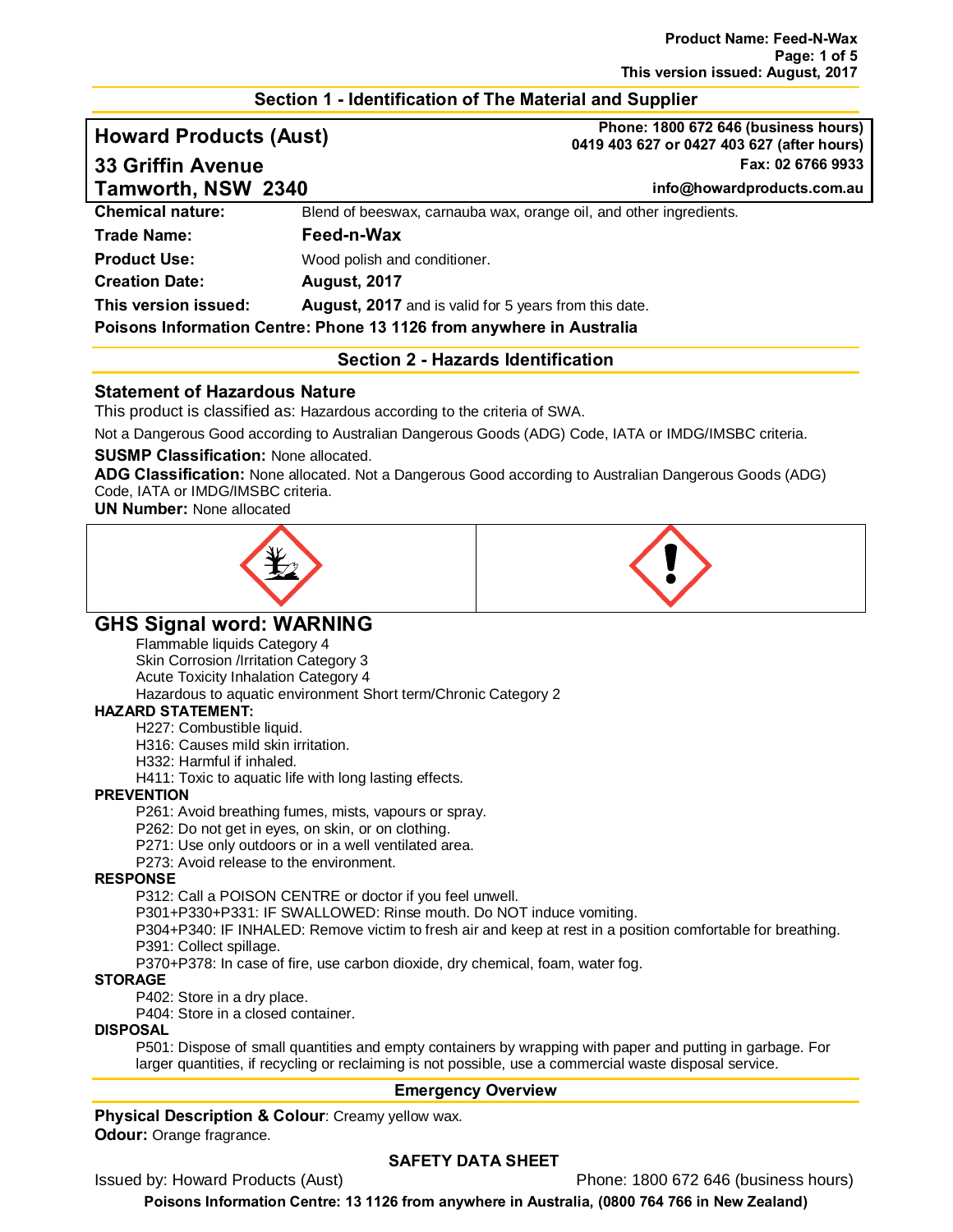## Section 1 - Identification of The Material and Supplier

**Howard Products (Aust)**
**33 Griffin Avenue**
**Tamworth, NSW 2340**

**Phone: 1800 672 646 (business hours)**
**0419 403 627 or 0427 403 627 (after hours)**
**Fax: 02 6766 9933**
**info@howardproducts.com.au**

| | |
|---|---|
| **Chemical nature:** | Blend of beeswax, carnauba wax, orange oil, and other ingredients. |
| **Trade Name:** | **Feed-n-Wax** |
| **Product Use:** | Wood polish and conditioner. |
| **Creation Date:** | **August, 2017** |
| **This version issued:** | **August, 2017** and is valid for 5 years from this date. |

**Poisons Information Centre: Phone 13 1126 from anywhere in Australia**

## Section 2 - Hazards Identification

### Statement of Hazardous Nature

This product is classified as: Hazardous according to the criteria of SWA.

Not a Dangerous Good according to Australian Dangerous Goods (ADG) Code, IATA or IMDG/IMSBC criteria.

**SUSMP Classification:** None allocated.

**ADG Classification:** None allocated. Not a Dangerous Good according to Australian Dangerous Goods (ADG) Code, IATA or IMDG/IMSBC criteria.

**UN Number:** None allocated

## GHS Signal word: WARNING

- Flammable liquids Category 4
- Skin Corrosion /Irritation Category 3
- Acute Toxicity Inhalation Category 4
- Hazardous to aquatic environment Short term/Chronic Category 2

**HAZARD STATEMENT:**

- H227: Combustible liquid.
- H316: Causes mild skin irritation.
- H332: Harmful if inhaled.
- H411: Toxic to aquatic life with long lasting effects.

**PREVENTION**

- P261: Avoid breathing fumes, mists, vapours or spray.
- P262: Do not get in eyes, on skin, or on clothing.
- P271: Use only outdoors or in a well ventilated area.
- P273: Avoid release to the environment.

**RESPONSE**

- P312: Call a POISON CENTRE or doctor if you feel unwell.
- P301+P330+P331: IF SWALLOWED: Rinse mouth. Do NOT induce vomiting.
- P304+P340: IF INHALED: Remove victim to fresh air and keep at rest in a position comfortable for breathing.
- P391: Collect spillage.
- P370+P378: In case of fire, use carbon dioxide, dry chemical, foam, water fog.

**STORAGE**

- P402: Store in a dry place.
- P404: Store in a closed container.

**DISPOSAL**

- P501: Dispose of small quantities and empty containers by wrapping with paper and putting in garbage. For larger quantities, if recycling or reclaiming is not possible, use a commercial waste disposal service.

### Emergency Overview

**Physical Description & Colour**: Creamy yellow wax.
**Odour:** Orange fragrance.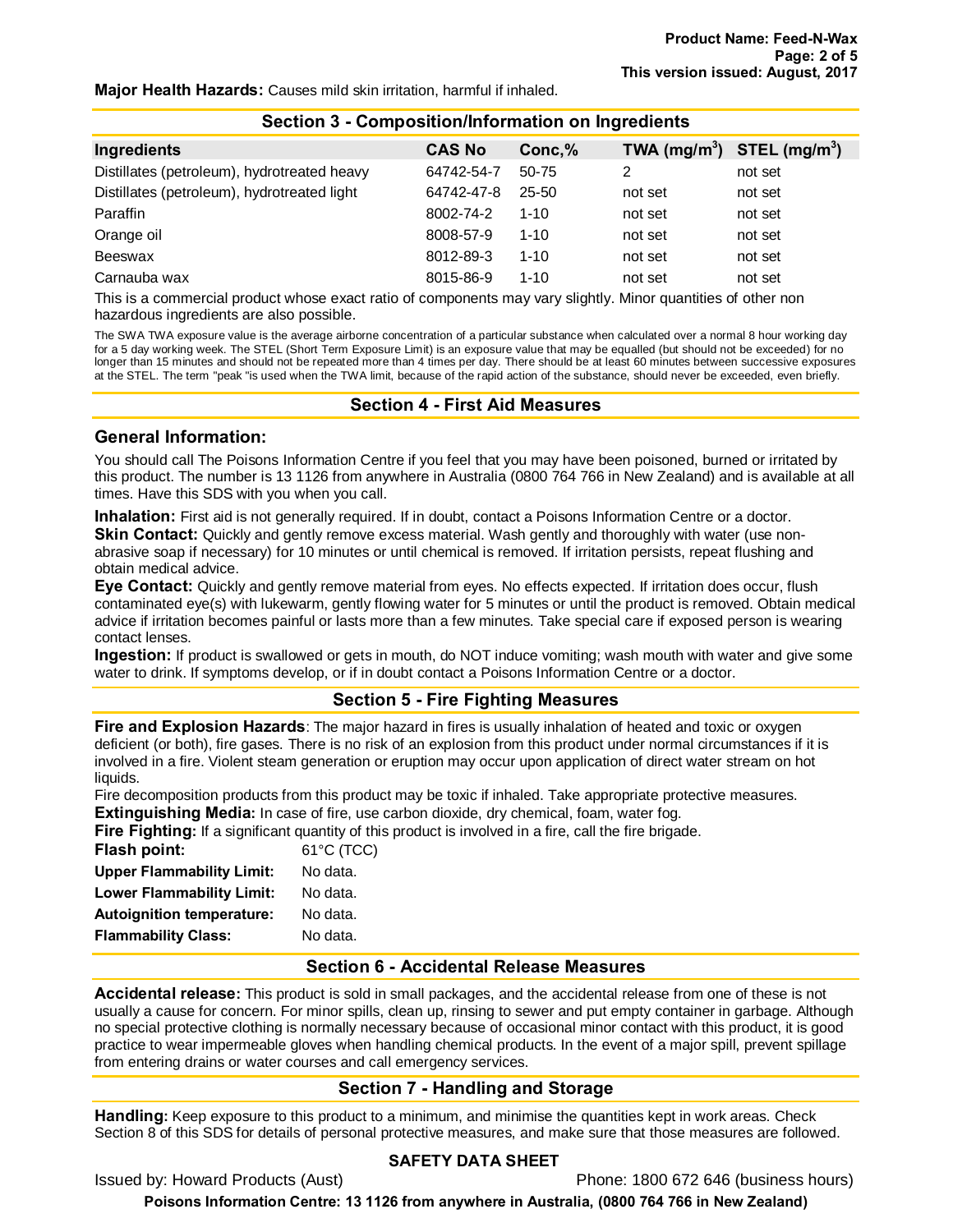**Major Health Hazards:** Causes mild skin irritation, harmful if inhaled.

## Section 3 - Composition/Information on Ingredients

| Ingredients | CAS No | Conc,% | TWA ($mg/m^3$) | STEL ($mg/m^3$) |
|---|---|---|---|---|
| Distillates (petroleum), hydrotreated heavy | 64742-54-7 | 50-75 | 2 | not set |
| Distillates (petroleum), hydrotreated light | 64742-47-8 | 25-50 | not set | not set |
| Paraffin | 8002-74-2 | 1-10 | not set | not set |
| Orange oil | 8008-57-9 | 1-10 | not set | not set |
| Beeswax | 8012-89-3 | 1-10 | not set | not set |
| Carnauba wax | 8015-86-9 | 1-10 | not set | not set |

This is a commercial product whose exact ratio of components may vary slightly. Minor quantities of other non hazardous ingredients are also possible.

The SWA TWA exposure value is the average airborne concentration of a particular substance when calculated over a normal 8 hour working day for a 5 day working week. The STEL (Short Term Exposure Limit) is an exposure value that may be equalled (but should not be exceeded) for no longer than 15 minutes and should not be repeated more than 4 times per day. There should be at least 60 minutes between successive exposures at the STEL. The term "peak "is used when the TWA limit, because of the rapid action of the substance, should never be exceeded, even briefly.

## Section 4 - First Aid Measures

### General Information:

You should call The Poisons Information Centre if you feel that you may have been poisoned, burned or irritated by this product. The number is 13 1126 from anywhere in Australia (0800 764 766 in New Zealand) and is available at all times. Have this SDS with you when you call.

**Inhalation:** First aid is not generally required. If in doubt, contact a Poisons Information Centre or a doctor.
**Skin Contact:** Quickly and gently remove excess material. Wash gently and thoroughly with water (use non-abrasive soap if necessary) for 10 minutes or until chemical is removed. If irritation persists, repeat flushing and obtain medical advice.
**Eye Contact:** Quickly and gently remove material from eyes. No effects expected. If irritation does occur, flush contaminated eye(s) with lukewarm, gently flowing water for 5 minutes or until the product is removed. Obtain medical advice if irritation becomes painful or lasts more than a few minutes. Take special care if exposed person is wearing contact lenses.
**Ingestion:** If product is swallowed or gets in mouth, do NOT induce vomiting; wash mouth with water and give some water to drink. If symptoms develop, or if in doubt contact a Poisons Information Centre or a doctor.

## Section 5 - Fire Fighting Measures

**Fire and Explosion Hazards**: The major hazard in fires is usually inhalation of heated and toxic or oxygen deficient (or both), fire gases. There is no risk of an explosion from this product under normal circumstances if it is involved in a fire. Violent steam generation or eruption may occur upon application of direct water stream on hot liquids.
Fire decomposition products from this product may be toxic if inhaled. Take appropriate protective measures.
**Extinguishing Media:** In case of fire, use carbon dioxide, dry chemical, foam, water fog.
**Fire Fighting:** If a significant quantity of this product is involved in a fire, call the fire brigade.

**Flash point:** 61°C (TCC)
**Upper Flammability Limit:** No data.
**Lower Flammability Limit:** No data.
**Autoignition temperature:** No data.
**Flammability Class:** No data.

## Section 6 - Accidental Release Measures

**Accidental release:** This product is sold in small packages, and the accidental release from one of these is not usually a cause for concern. For minor spills, clean up, rinsing to sewer and put empty container in garbage. Although no special protective clothing is normally necessary because of occasional minor contact with this product, it is good practice to wear impermeable gloves when handling chemical products. In the event of a major spill, prevent spillage from entering drains or water courses and call emergency services.

## Section 7 - Handling and Storage

**Handling:** Keep exposure to this product to a minimum, and minimise the quantities kept in work areas. Check Section 8 of this SDS for details of personal protective measures, and make sure that those measures are followed.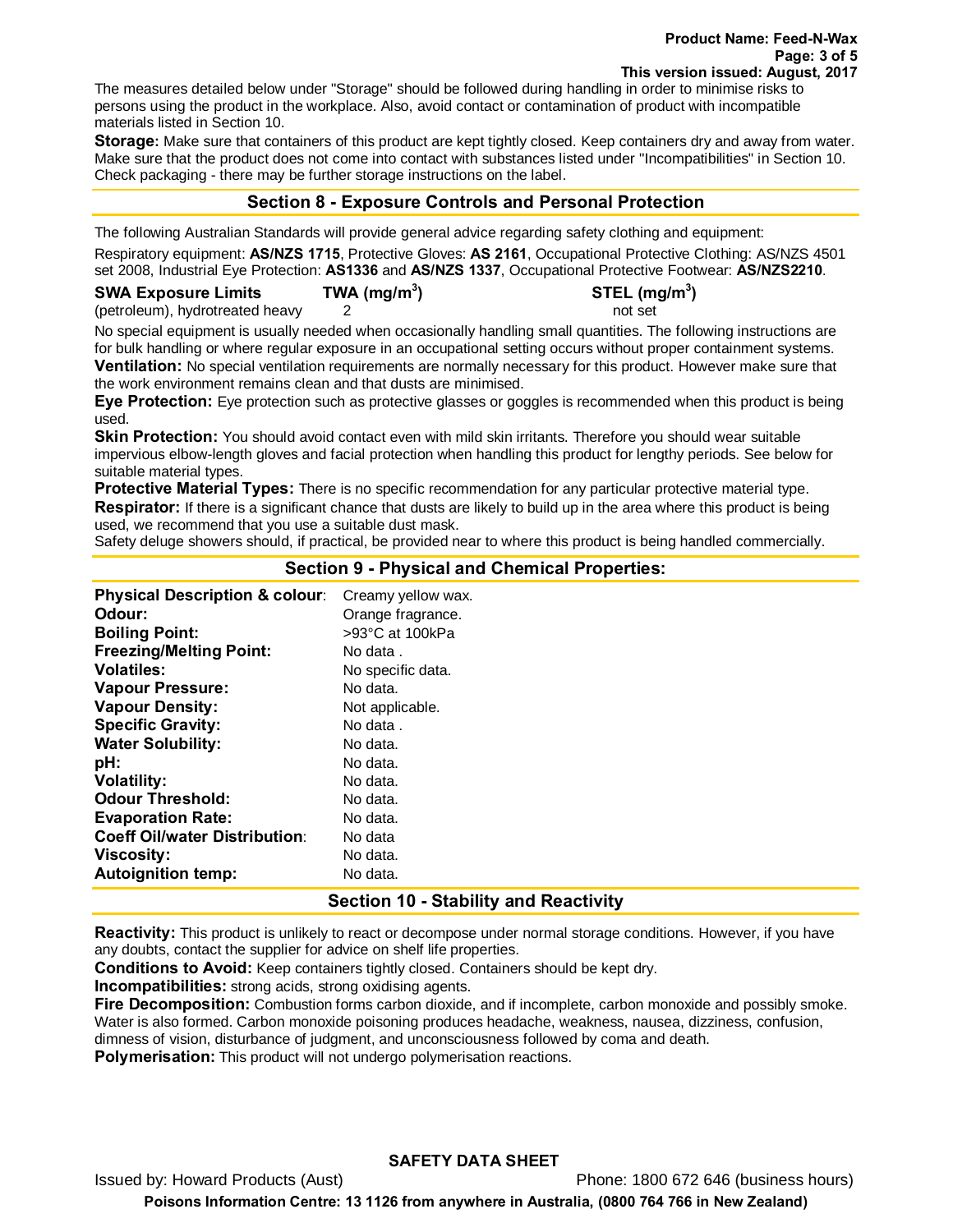The measures detailed below under "Storage" should be followed during handling in order to minimise risks to persons using the product in the workplace. Also, avoid contact or contamination of product with incompatible materials listed in Section 10.

**Storage:** Make sure that containers of this product are kept tightly closed. Keep containers dry and away from water. Make sure that the product does not come into contact with substances listed under "Incompatibilities" in Section 10. Check packaging - there may be further storage instructions on the label.

## Section 8 - Exposure Controls and Personal Protection

The following Australian Standards will provide general advice regarding safety clothing and equipment:

Respiratory equipment: **AS/NZS 1715**, Protective Gloves: **AS 2161**, Occupational Protective Clothing: AS/NZS 4501 set 2008, Industrial Eye Protection: **AS1336** and **AS/NZS 1337**, Occupational Protective Footwear: **AS/NZS2210**.

| SWA Exposure Limits | TWA ($mg/m^3$) | STEL ($mg/m^3$) |
|---|---|---|
| (petroleum), hydrotreated heavy | 2 | not set |

No special equipment is usually needed when occasionally handling small quantities. The following instructions are for bulk handling or where regular exposure in an occupational setting occurs without proper containment systems.

**Ventilation:** No special ventilation requirements are normally necessary for this product. However make sure that the work environment remains clean and that dusts are minimised.

**Eye Protection:** Eye protection such as protective glasses or goggles is recommended when this product is being used.

**Skin Protection:** You should avoid contact even with mild skin irritants. Therefore you should wear suitable impervious elbow-length gloves and facial protection when handling this product for lengthy periods. See below for suitable material types.

**Protective Material Types:** There is no specific recommendation for any particular protective material type.

**Respirator:** If there is a significant chance that dusts are likely to build up in the area where this product is being used, we recommend that you use a suitable dust mask.

Safety deluge showers should, if practical, be provided near to where this product is being handled commercially.

## Section 9 - Physical and Chemical Properties:

| | |
|---|---|
| **Physical Description & colour**: | Creamy yellow wax. |
| **Odour:** | Orange fragrance. |
| **Boiling Point:** | >93°C at 100kPa |
| **Freezing/Melting Point:** | No data . |
| **Volatiles:** | No specific data. |
| **Vapour Pressure:** | No data. |
| **Vapour Density:** | Not applicable. |
| **Specific Gravity:** | No data . |
| **Water Solubility:** | No data. |
| **pH:** | No data. |
| **Volatility:** | No data. |
| **Odour Threshold:** | No data. |
| **Evaporation Rate:** | No data. |
| **Coeff Oil/water Distribution**: | No data |
| **Viscosity:** | No data. |
| **Autoignition temp:** | No data. |

## Section 10 - Stability and Reactivity

**Reactivity:** This product is unlikely to react or decompose under normal storage conditions. However, if you have any doubts, contact the supplier for advice on shelf life properties.

**Conditions to Avoid:** Keep containers tightly closed. Containers should be kept dry.

**Incompatibilities:** strong acids, strong oxidising agents.

**Fire Decomposition:** Combustion forms carbon dioxide, and if incomplete, carbon monoxide and possibly smoke. Water is also formed. Carbon monoxide poisoning produces headache, weakness, nausea, dizziness, confusion, dimness of vision, disturbance of judgment, and unconsciousness followed by coma and death.

**Polymerisation:** This product will not undergo polymerisation reactions.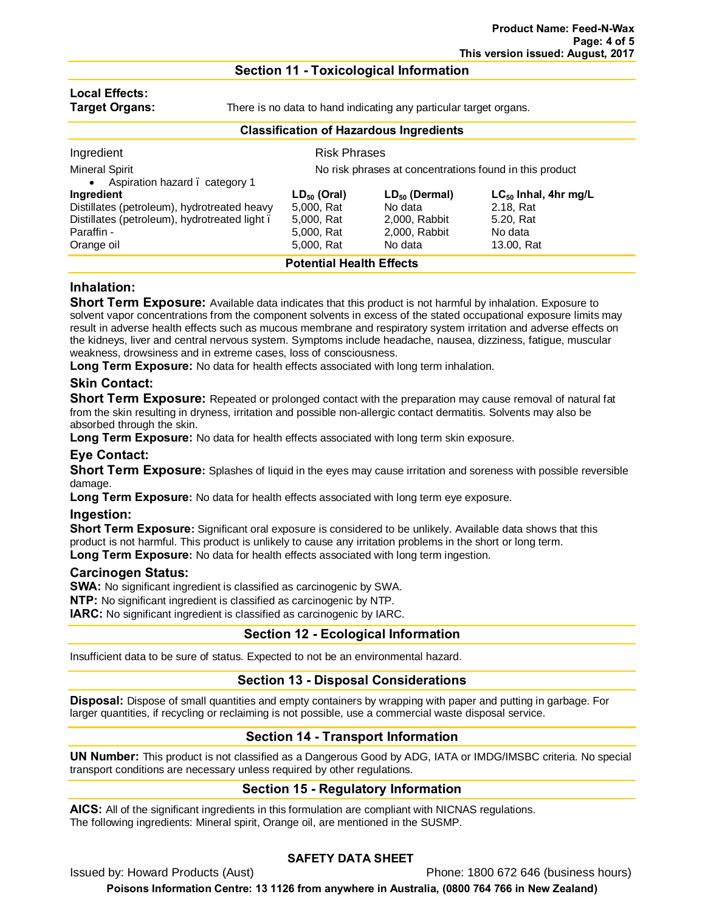## Section 11 - Toxicological Information

**Local Effects:**

**Target Organs:** There is no data to hand indicating any particular target organs.

### Classification of Hazardous Ingredients

| Ingredient | Risk Phrases |
|---|---|
| Mineral Spirit<br>• Aspiration hazard ï category 1 | No risk phrases at concentrations found in this product |

| Ingredient | $LD_{50}$ (Oral) | $LD_{50}$ (Dermal) | $LC_{50}$ Inhal, 4hr mg/L |
|---|---|---|---|
| Distillates (petroleum), hydrotreated heavy | 5,000, Rat | No data | 2.18, Rat |
| Distillates (petroleum), hydrotreated light ï | 5,000, Rat | 2,000, Rabbit | 5.20, Rat |
| Paraffin - | 5,000, Rat | 2,000, Rabbit | No data |
| Orange oil | 5,000, Rat | No data | 13.00, Rat |

### Potential Health Effects

### Inhalation:

**Short Term Exposure:** Available data indicates that this product is not harmful by inhalation. Exposure to solvent vapor concentrations from the component solvents in excess of the stated occupational exposure limits may result in adverse health effects such as mucous membrane and respiratory system irritation and adverse effects on the kidneys, liver and central nervous system. Symptoms include headache, nausea, dizziness, fatigue, muscular weakness, drowsiness and in extreme cases, loss of consciousness.

**Long Term Exposure:** No data for health effects associated with long term inhalation.

### Skin Contact:

**Short Term Exposure:** Repeated or prolonged contact with the preparation may cause removal of natural fat from the skin resulting in dryness, irritation and possible non-allergic contact dermatitis. Solvents may also be absorbed through the skin.

**Long Term Exposure:** No data for health effects associated with long term skin exposure.

### Eye Contact:

**Short Term Exposure:** Splashes of liquid in the eyes may cause irritation and soreness with possible reversible damage.

**Long Term Exposure:** No data for health effects associated with long term eye exposure.

### Ingestion:

**Short Term Exposure:** Significant oral exposure is considered to be unlikely. Available data shows that this product is not harmful. This product is unlikely to cause any irritation problems in the short or long term.

**Long Term Exposure:** No data for health effects associated with long term ingestion.

### Carcinogen Status:

**SWA:** No significant ingredient is classified as carcinogenic by SWA.

**NTP:** No significant ingredient is classified as carcinogenic by NTP.

**IARC:** No significant ingredient is classified as carcinogenic by IARC.

## Section 12 - Ecological Information

Insufficient data to be sure of status. Expected to not be an environmental hazard.

## Section 13 - Disposal Considerations

**Disposal:** Dispose of small quantities and empty containers by wrapping with paper and putting in garbage. For larger quantities, if recycling or reclaiming is not possible, use a commercial waste disposal service.

## Section 14 - Transport Information

**UN Number:** This product is not classified as a Dangerous Good by ADG, IATA or IMDG/IMSBC criteria. No special transport conditions are necessary unless required by other regulations.

## Section 15 - Regulatory Information

**AICS:** All of the significant ingredients in this formulation are compliant with NICNAS regulations.
The following ingredients: Mineral spirit, Orange oil, are mentioned in the SUSMP.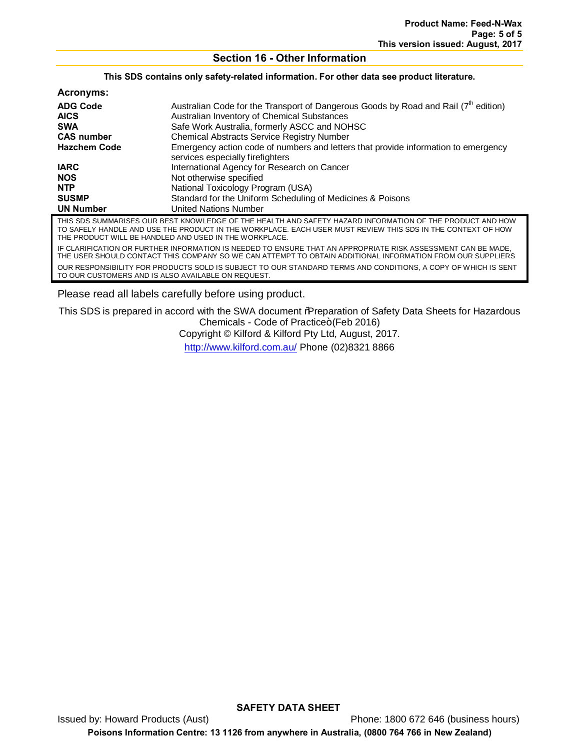## Section 16 - Other Information

**This SDS contains only safety-related information. For other data see product literature.**

**Acronyms:**

| | |
|---|---|
| **ADG Code** | Australian Code for the Transport of Dangerous Goods by Road and Rail (7th edition) |
| **AICS** | Australian Inventory of Chemical Substances |
| **SWA** | Safe Work Australia, formerly ASCC and NOHSC |
| **CAS number** | Chemical Abstracts Service Registry Number |
| **Hazchem Code** | Emergency action code of numbers and letters that provide information to emergency services especially firefighters |
| **IARC** | International Agency for Research on Cancer |
| **NOS** | Not otherwise specified |
| **NTP** | National Toxicology Program (USA) |
| **SUSMP** | Standard for the Uniform Scheduling of Medicines & Poisons |
| **UN Number** | United Nations Number |

THIS SDS SUMMARISES OUR BEST KNOWLEDGE OF THE HEALTH AND SAFETY HAZARD INFORMATION OF THE PRODUCT AND HOW TO SAFELY HANDLE AND USE THE PRODUCT IN THE WORKPLACE. EACH USER MUST REVIEW THIS SDS IN THE CONTEXT OF HOW THE PRODUCT WILL BE HANDLED AND USED IN THE WORKPLACE.

IF CLARIFICATION OR FURTHER INFORMATION IS NEEDED TO ENSURE THAT AN APPROPRIATE RISK ASSESSMENT CAN BE MADE, THE USER SHOULD CONTACT THIS COMPANY SO WE CAN ATTEMPT TO OBTAIN ADDITIONAL INFORMATION FROM OUR SUPPLIERS

OUR RESPONSIBILITY FOR PRODUCTS SOLD IS SUBJECT TO OUR STANDARD TERMS AND CONDITIONS, A COPY OF WHICH IS SENT TO OUR CUSTOMERS AND IS ALSO AVAILABLE ON REQUEST.

Please read all labels carefully before using product.

This SDS is prepared in accord with the SWA document "Preparation of Safety Data Sheets for Hazardous Chemicals - Code of Practice" (Feb 2016)

Copyright © Kilford & Kilford Pty Ltd, August, 2017.

http://www.kilford.com.au/ Phone (02)8321 8866